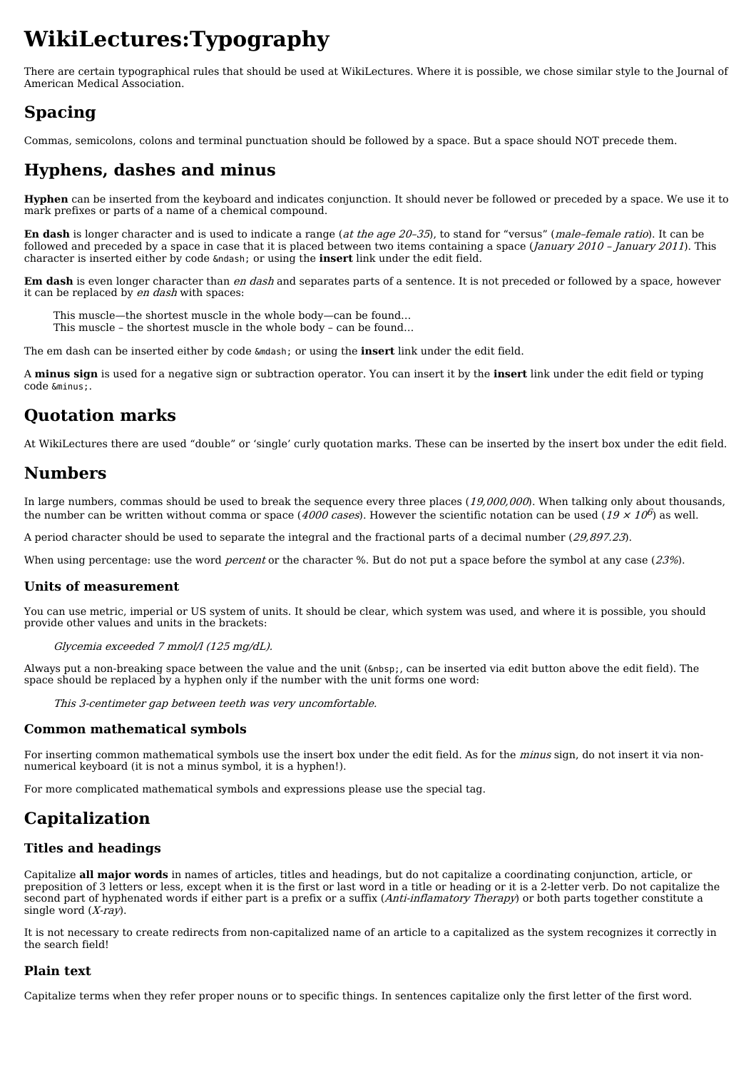# WikiLectures:Typography

There are certain typographical rules that should be used at WikiLectures. Where it is possible, we chose similar style to the Journal of American Medical Association.

## Spacing

Commas, semicolons, colons and terminal punctuation should be followed by a space. But a space should NOT precede them.

## Hyphens, dashes and minus

**Hyphen** can be inserted from the keyboard and indicates conjunction. It should never be followed or preceded by a space. We use it to mark prefixes or parts of a name of a chemical compound.

**En dash** is longer character and is used to indicate a range (*at the age 20–35*), to stand for “versus” (*male–female ratio*). It can be followed and preceded by a space in case that it is placed between two items containing a space (*January 2010 – January 2011*). This character is inserted either by code `&ndash;` or using the **insert** link under the edit field.

**Em dash** is even longer character than *en dash* and separates parts of a sentence. It is not preceded or followed by a space, however it can be replaced by *en dash* with spaces:

> This muscle—the shortest muscle in the whole body—can be found…
> This muscle – the shortest muscle in the whole body – can be found…

The em dash can be inserted either by code `&mdash;` or using the **insert** link under the edit field.

A **minus sign** is used for a negative sign or subtraction operator. You can insert it by the **insert** link under the edit field or typing code `&minus;`.

## Quotation marks

At WikiLectures there are used “double” or ‘single’ curly quotation marks. These can be inserted by the insert box under the edit field.

## Numbers

In large numbers, commas should be used to break the sequence every three places (*19,000,000*). When talking only about thousands, the number can be written without comma or space (*4000 cases*). However the scientific notation can be used ($19 \times 10^6$) as well.

A period character should be used to separate the integral and the fractional parts of a decimal number (*29,897.23*).

When using percentage: use the word *percent* or the character %. But do not put a space before the symbol at any case (*23%*).

### Units of measurement

You can use metric, imperial or US system of units. It should be clear, which system was used, and where it is possible, you should provide other values and units in the brackets:

> *Glycemia exceeded 7 mmol/l (125 mg/dL).*

Always put a non-breaking space between the value and the unit (`&nbsp;`, can be inserted via edit button above the edit field). The space should be replaced by a hyphen only if the number with the unit forms one word:

> *This 3-centimeter gap between teeth was very uncomfortable.*

### Common mathematical symbols

For inserting common mathematical symbols use the insert box under the edit field. As for the *minus* sign, do not insert it via non-numerical keyboard (it is not a minus symbol, it is a hyphen!).

For more complicated mathematical symbols and expressions please use the special tag.

## Capitalization

### Titles and headings

Capitalize **all major words** in names of articles, titles and headings, but do not capitalize a coordinating conjunction, article, or preposition of 3 letters or less, except when it is the first or last word in a title or heading or it is a 2-letter verb. Do not capitalize the second part of hyphenated words if either part is a prefix or a suffix (*Anti-inflamatory Therapy*) or both parts together constitute a single word (*X-ray*).

It is not necessary to create redirects from non-capitalized name of an article to a capitalized as the system recognizes it correctly in the search field!

### Plain text

Capitalize terms when they refer proper nouns or to specific things. In sentences capitalize only the first letter of the first word.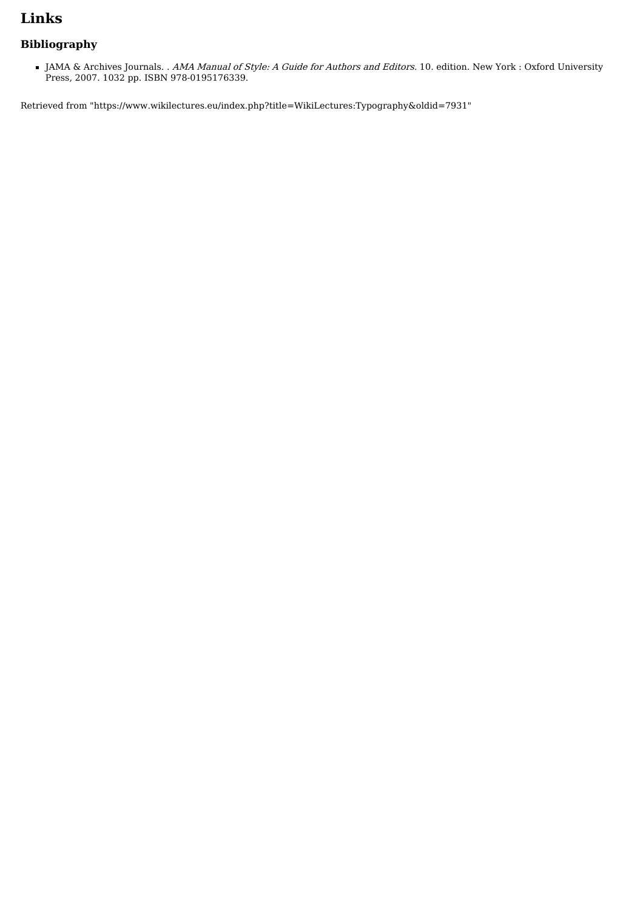# Links

## Bibliography

- JAMA & Archives Journals. . *AMA Manual of Style: A Guide for Authors and Editors*. 10. edition. New York : Oxford University Press, 2007. 1032 pp. ISBN 978-0195176339.

Retrieved from "https://www.wikilectures.eu/index.php?title=WikiLectures:Typography&oldid=7931"